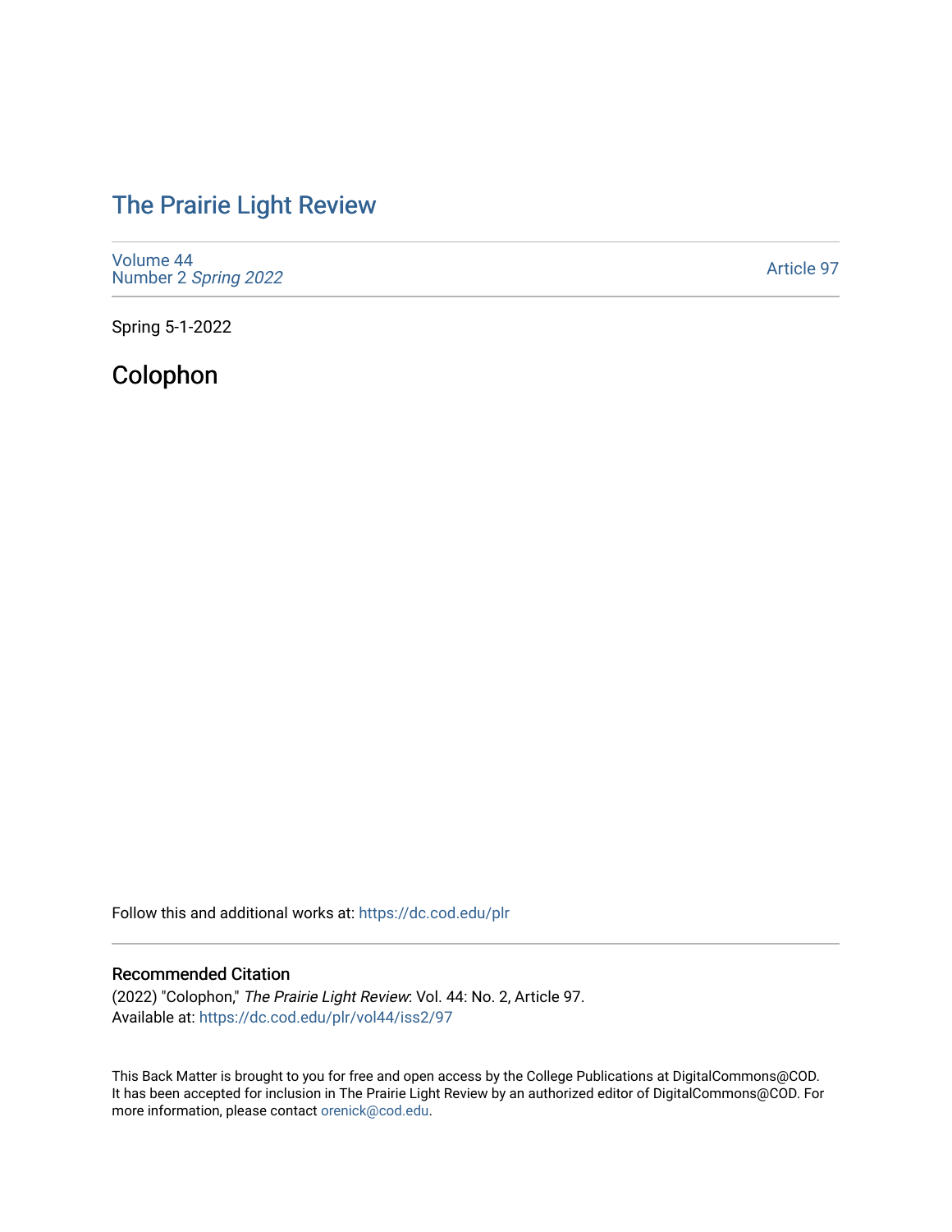# The Prairie Light Review

Volume 44
Number 2 *Spring 2022*

Article 97

Spring 5-1-2022

## Colophon

Follow this and additional works at: https://dc.cod.edu/plr

### Recommended Citation

(2022) "Colophon," *The Prairie Light Review*: Vol. 44: No. 2, Article 97.
Available at: https://dc.cod.edu/plr/vol44/iss2/97

This Back Matter is brought to you for free and open access by the College Publications at DigitalCommons@COD. It has been accepted for inclusion in The Prairie Light Review by an authorized editor of DigitalCommons@COD. For more information, please contact orenick@cod.edu.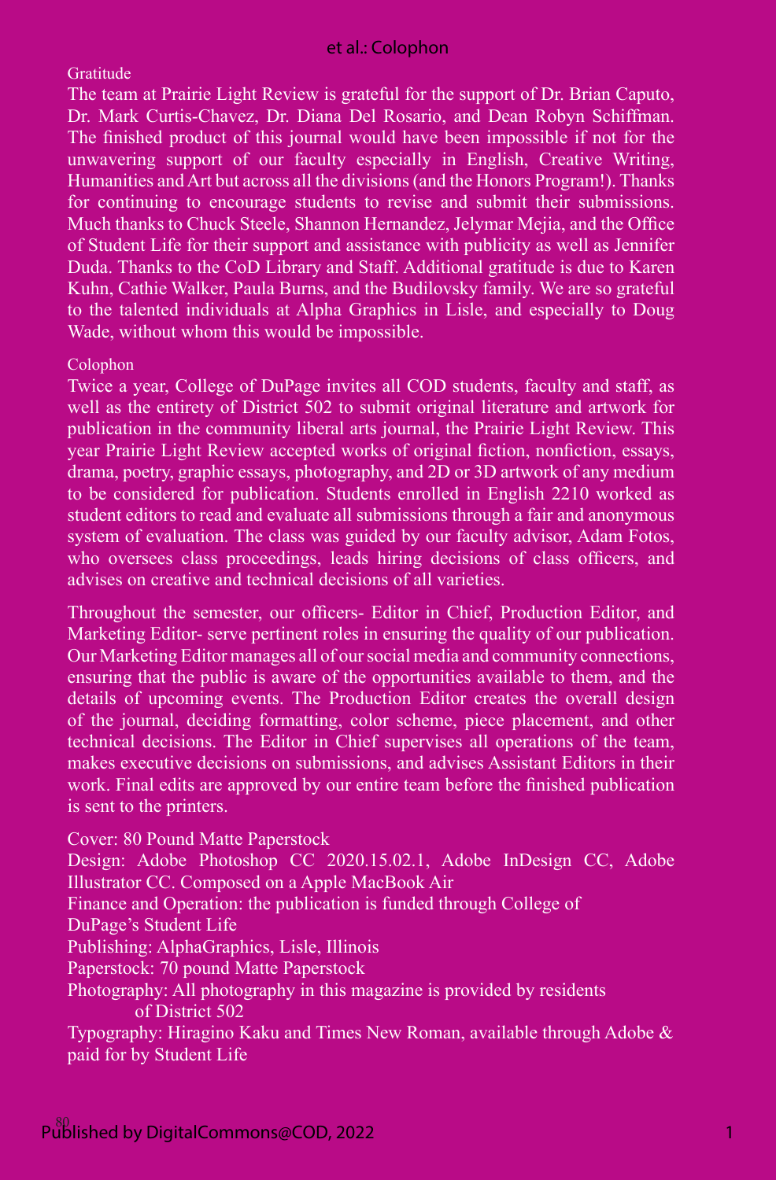## Gratitude

The team at Prairie Light Review is grateful for the support of Dr. Brian Caputo, Dr. Mark Curtis-Chavez, Dr. Diana Del Rosario, and Dean Robyn Schiffman. The finished product of this journal would have been impossible if not for the unwavering support of our faculty especially in English, Creative Writing, Humanities and Art but across all the divisions (and the Honors Program!). Thanks for continuing to encourage students to revise and submit their submissions. Much thanks to Chuck Steele, Shannon Hernandez, Jelymar Mejia, and the Office of Student Life for their support and assistance with publicity as well as Jennifer Duda. Thanks to the CoD Library and Staff. Additional gratitude is due to Karen Kuhn, Cathie Walker, Paula Burns, and the Budilovsky family. We are so grateful to the talented individuals at Alpha Graphics in Lisle, and especially to Doug Wade, without whom this would be impossible.

## Colophon

Twice a year, College of DuPage invites all COD students, faculty and staff, as well as the entirety of District 502 to submit original literature and artwork for publication in the community liberal arts journal, the Prairie Light Review. This year Prairie Light Review accepted works of original fiction, nonfiction, essays, drama, poetry, graphic essays, photography, and 2D or 3D artwork of any medium to be considered for publication. Students enrolled in English 2210 worked as student editors to read and evaluate all submissions through a fair and anonymous system of evaluation. The class was guided by our faculty advisor, Adam Fotos, who oversees class proceedings, leads hiring decisions of class officers, and advises on creative and technical decisions of all varieties.

Throughout the semester, our officers- Editor in Chief, Production Editor, and Marketing Editor- serve pertinent roles in ensuring the quality of our publication. Our Marketing Editor manages all of our social media and community connections, ensuring that the public is aware of the opportunities available to them, and the details of upcoming events. The Production Editor creates the overall design of the journal, deciding formatting, color scheme, piece placement, and other technical decisions. The Editor in Chief supervises all operations of the team, makes executive decisions on submissions, and advises Assistant Editors in their work. Final edits are approved by our entire team before the finished publication is sent to the printers.

Cover: 80 Pound Matte Paperstock

Design: Adobe Photoshop CC 2020.15.02.1, Adobe InDesign CC, Adobe Illustrator CC. Composed on a Apple MacBook Air

Finance and Operation: the publication is funded through College of DuPage's Student Life

Publishing: AlphaGraphics, Lisle, Illinois

Paperstock: 70 pound Matte Paperstock

Photography: All photography in this magazine is provided by residents of District 502

Typography: Hiragino Kaku and Times New Roman, available through Adobe & paid for by Student Life